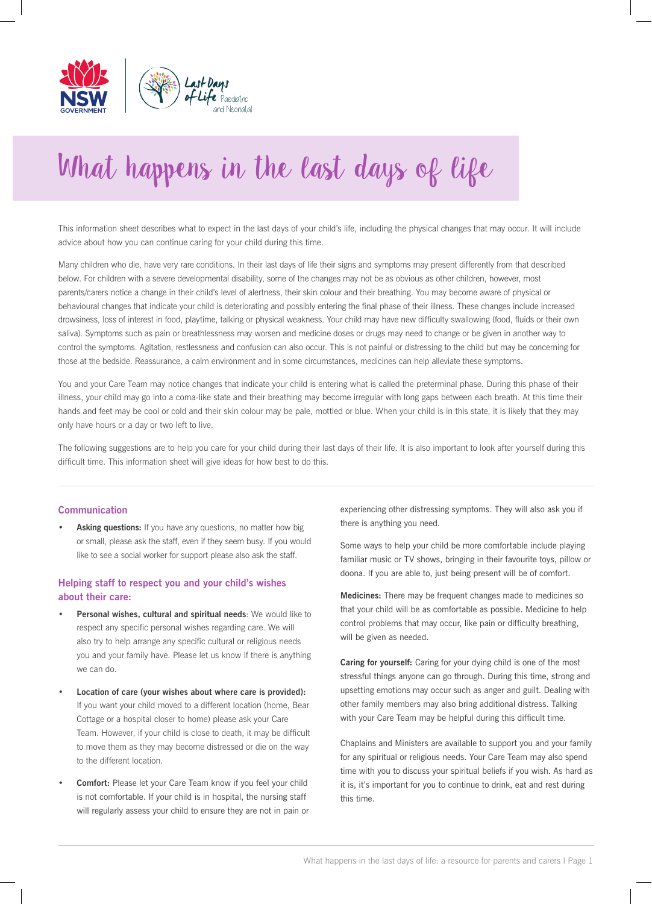# What happens in the last days of life

This information sheet describes what to expect in the last days of your child's life, including the physical changes that may occur. It will include advice about how you can continue caring for your child during this time.

Many children who die, have very rare conditions. In their last days of life their signs and symptoms may present differently from that described below. For children with a severe developmental disability, some of the changes may not be as obvious as other children, however, most parents/carers notice a change in their child's level of alertness, their skin colour and their breathing. You may become aware of physical or behavioural changes that indicate your child is deteriorating and possibly entering the final phase of their illness. These changes include increased drowsiness, loss of interest in food, playtime, talking or physical weakness. Your child may have new difficulty swallowing (food, fluids or their own saliva). Symptoms such as pain or breathlessness may worsen and medicine doses or drugs may need to change or be given in another way to control the symptoms. Agitation, restlessness and confusion can also occur. This is not painful or distressing to the child but may be concerning for those at the bedside. Reassurance, a calm environment and in some circumstances, medicines can help alleviate these symptoms.

You and your Care Team may notice changes that indicate your child is entering what is called the preterminal phase. During this phase of their illness, your child may go into a coma-like state and their breathing may become irregular with long gaps between each breath. At this time their hands and feet may be cool or cold and their skin colour may be pale, mottled or blue. When your child is in this state, it is likely that they may only have hours or a day or two left to live.

The following suggestions are to help you care for your child during their last days of their life. It is also important to look after yourself during this difficult time. This information sheet will give ideas for how best to do this.

### Communication

- **Asking questions:** If you have any questions, no matter how big or small, please ask the staff, even if they seem busy. If you would like to see a social worker for support please also ask the staff.

### Helping staff to respect you and your child's wishes about their care:

- **Personal wishes, cultural and spiritual needs**: We would like to respect any specific personal wishes regarding care. We will also try to help arrange any specific cultural or religious needs you and your family have. Please let us know if there is anything we can do.
- **Location of care (your wishes about where care is provided):** If you want your child moved to a different location (home, Bear Cottage or a hospital closer to home) please ask your Care Team. However, if your child is close to death, it may be difficult to move them as they may become distressed or die on the way to the different location.
- **Comfort:** Please let your Care Team know if you feel your child is not comfortable. If your child is in hospital, the nursing staff will regularly assess your child to ensure they are not in pain or experiencing other distressing symptoms. They will also ask you if there is anything you need.

Some ways to help your child be more comfortable include playing familiar music or TV shows, bringing in their favourite toys, pillow or doona. If you are able to, just being present will be of comfort.

**Medicines:** There may be frequent changes made to medicines so that your child will be as comfortable as possible. Medicine to help control problems that may occur, like pain or difficulty breathing, will be given as needed.

**Caring for yourself:** Caring for your dying child is one of the most stressful things anyone can go through. During this time, strong and upsetting emotions may occur such as anger and guilt. Dealing with other family members may also bring additional distress. Talking with your Care Team may be helpful during this difficult time.

Chaplains and Ministers are available to support you and your family for any spiritual or religious needs. Your Care Team may also spend time with you to discuss your spiritual beliefs if you wish. As hard as it is, it's important for you to continue to drink, eat and rest during this time.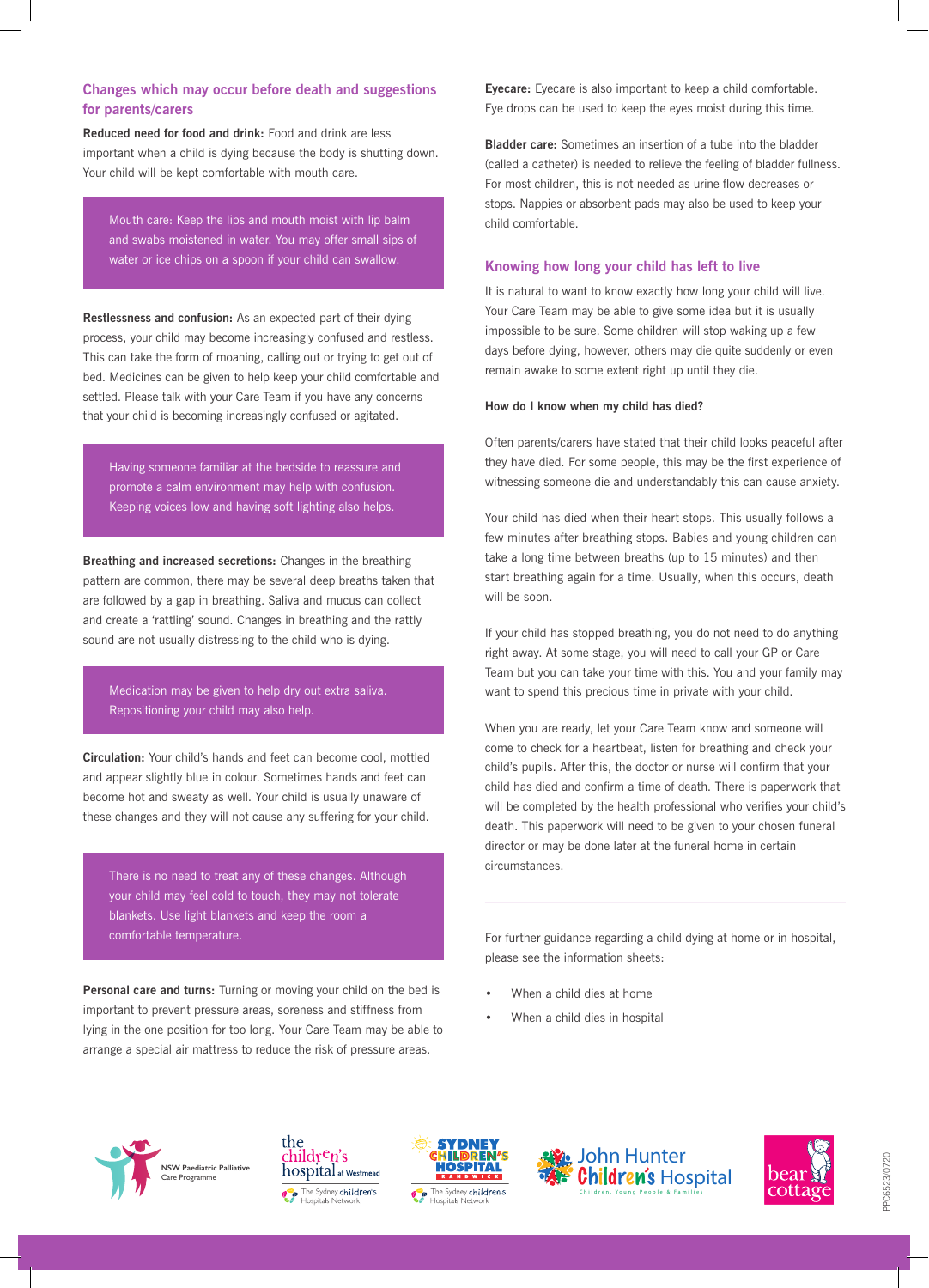## Changes which may occur before death and suggestions for parents/carers

**Reduced need for food and drink:** Food and drink are less important when a child is dying because the body is shutting down. Your child will be kept comfortable with mouth care.

Mouth care: Keep the lips and mouth moist with lip balm and swabs moistened in water. You may offer small sips of water or ice chips on a spoon if your child can swallow.

**Restlessness and confusion:** As an expected part of their dying process, your child may become increasingly confused and restless. This can take the form of moaning, calling out or trying to get out of bed. Medicines can be given to help keep your child comfortable and settled. Please talk with your Care Team if you have any concerns that your child is becoming increasingly confused or agitated.

Having someone familiar at the bedside to reassure and promote a calm environment may help with confusion. Keeping voices low and having soft lighting also helps.

**Breathing and increased secretions:** Changes in the breathing pattern are common, there may be several deep breaths taken that are followed by a gap in breathing. Saliva and mucus can collect and create a 'rattling' sound. Changes in breathing and the rattly sound are not usually distressing to the child who is dying.

Medication may be given to help dry out extra saliva. Repositioning your child may also help.

**Circulation:** Your child's hands and feet can become cool, mottled and appear slightly blue in colour. Sometimes hands and feet can become hot and sweaty as well. Your child is usually unaware of these changes and they will not cause any suffering for your child.

There is no need to treat any of these changes. Although your child may feel cold to touch, they may not tolerate blankets. Use light blankets and keep the room a comfortable temperature.

**Personal care and turns:** Turning or moving your child on the bed is important to prevent pressure areas, soreness and stiffness from lying in the one position for too long. Your Care Team may be able to arrange a special air mattress to reduce the risk of pressure areas.

**Eyecare:** Eyecare is also important to keep a child comfortable. Eye drops can be used to keep the eyes moist during this time.

**Bladder care:** Sometimes an insertion of a tube into the bladder (called a catheter) is needed to relieve the feeling of bladder fullness. For most children, this is not needed as urine flow decreases or stops. Nappies or absorbent pads may also be used to keep your child comfortable.

## Knowing how long your child has left to live

It is natural to want to know exactly how long your child will live. Your Care Team may be able to give some idea but it is usually impossible to be sure. Some children will stop waking up a few days before dying, however, others may die quite suddenly or even remain awake to some extent right up until they die.

**How do I know when my child has died?**

Often parents/carers have stated that their child looks peaceful after they have died. For some people, this may be the first experience of witnessing someone die and understandably this can cause anxiety.

Your child has died when their heart stops. This usually follows a few minutes after breathing stops. Babies and young children can take a long time between breaths (up to 15 minutes) and then start breathing again for a time. Usually, when this occurs, death will be soon.

If your child has stopped breathing, you do not need to do anything right away. At some stage, you will need to call your GP or Care Team but you can take your time with this. You and your family may want to spend this precious time in private with your child.

When you are ready, let your Care Team know and someone will come to check for a heartbeat, listen for breathing and check your child's pupils. After this, the doctor or nurse will confirm that your child has died and confirm a time of death. There is paperwork that will be completed by the health professional who verifies your child's death. This paperwork will need to be given to your chosen funeral director or may be done later at the funeral home in certain circumstances.

For further guidance regarding a child dying at home or in hospital, please see the information sheets:

- When a child dies at home
- When a child dies in hospital

NSW Paediatric Palliative Care Programme

the children's hospital at Westmead — The Sydney children's Hospitals Network

SYDNEY CHILDREN'S HOSPITAL RANDWICK — The Sydney children's Hospitals Network

John Hunter Children's Hospital — Children, Young People & Families

bear cottage

PPC6523/0720